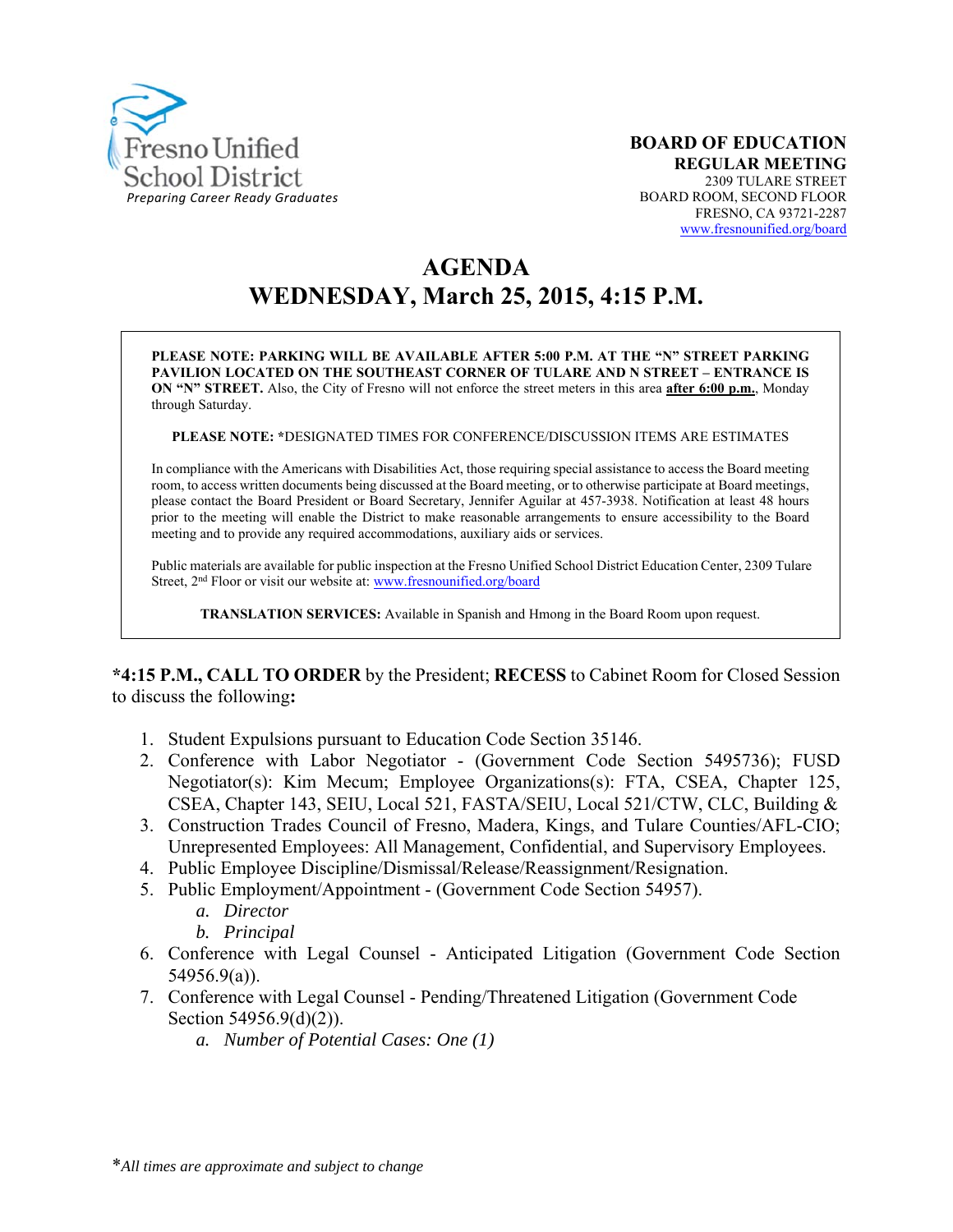Fresno Unified School District
*Preparing Career Ready Graduates*

**BOARD OF EDUCATION**
**REGULAR MEETING**
2309 TULARE STREET
BOARD ROOM, SECOND FLOOR
FRESNO, CA 93721-2287
www.fresnounified.org/board

# AGENDA
# WEDNESDAY, March 25, 2015, 4:15 P.M.

**PLEASE NOTE: PARKING WILL BE AVAILABLE AFTER 5:00 P.M. AT THE "N" STREET PARKING PAVILION LOCATED ON THE SOUTHEAST CORNER OF TULARE AND N STREET – ENTRANCE IS ON "N" STREET.** Also, the City of Fresno will not enforce the street meters in this area **after 6:00 p.m.**, Monday through Saturday.

**PLEASE NOTE:** *DESIGNATED TIMES FOR CONFERENCE/DISCUSSION ITEMS ARE ESTIMATES

In compliance with the Americans with Disabilities Act, those requiring special assistance to access the Board meeting room, to access written documents being discussed at the Board meeting, or to otherwise participate at Board meetings, please contact the Board President or Board Secretary, Jennifer Aguilar at 457-3938. Notification at least 48 hours prior to the meeting will enable the District to make reasonable arrangements to ensure accessibility to the Board meeting and to provide any required accommodations, auxiliary aids or services.

Public materials are available for public inspection at the Fresno Unified School District Education Center, 2309 Tulare Street, 2nd Floor or visit our website at: www.fresnounified.org/board

**TRANSLATION SERVICES:** Available in Spanish and Hmong in the Board Room upon request.

**\*4:15 P.M., CALL TO ORDER** by the President; **RECESS** to Cabinet Room for Closed Session to discuss the following**:**

1. Student Expulsions pursuant to Education Code Section 35146.
2. Conference with Labor Negotiator - (Government Code Section 5495736); FUSD Negotiator(s): Kim Mecum; Employee Organizations(s): FTA, CSEA, Chapter 125, CSEA, Chapter 143, SEIU, Local 521, FASTA/SEIU, Local 521/CTW, CLC, Building &
3. Construction Trades Council of Fresno, Madera, Kings, and Tulare Counties/AFL-CIO; Unrepresented Employees: All Management, Confidential, and Supervisory Employees.
4. Public Employee Discipline/Dismissal/Release/Reassignment/Resignation.
5. Public Employment/Appointment - (Government Code Section 54957).
   a. *Director*
   b. *Principal*
6. Conference with Legal Counsel - Anticipated Litigation (Government Code Section 54956.9(a)).
7. Conference with Legal Counsel - Pending/Threatened Litigation (Government Code Section 54956.9(d)(2)).
   a. *Number of Potential Cases: One (1)*

\**All times are approximate and subject to change*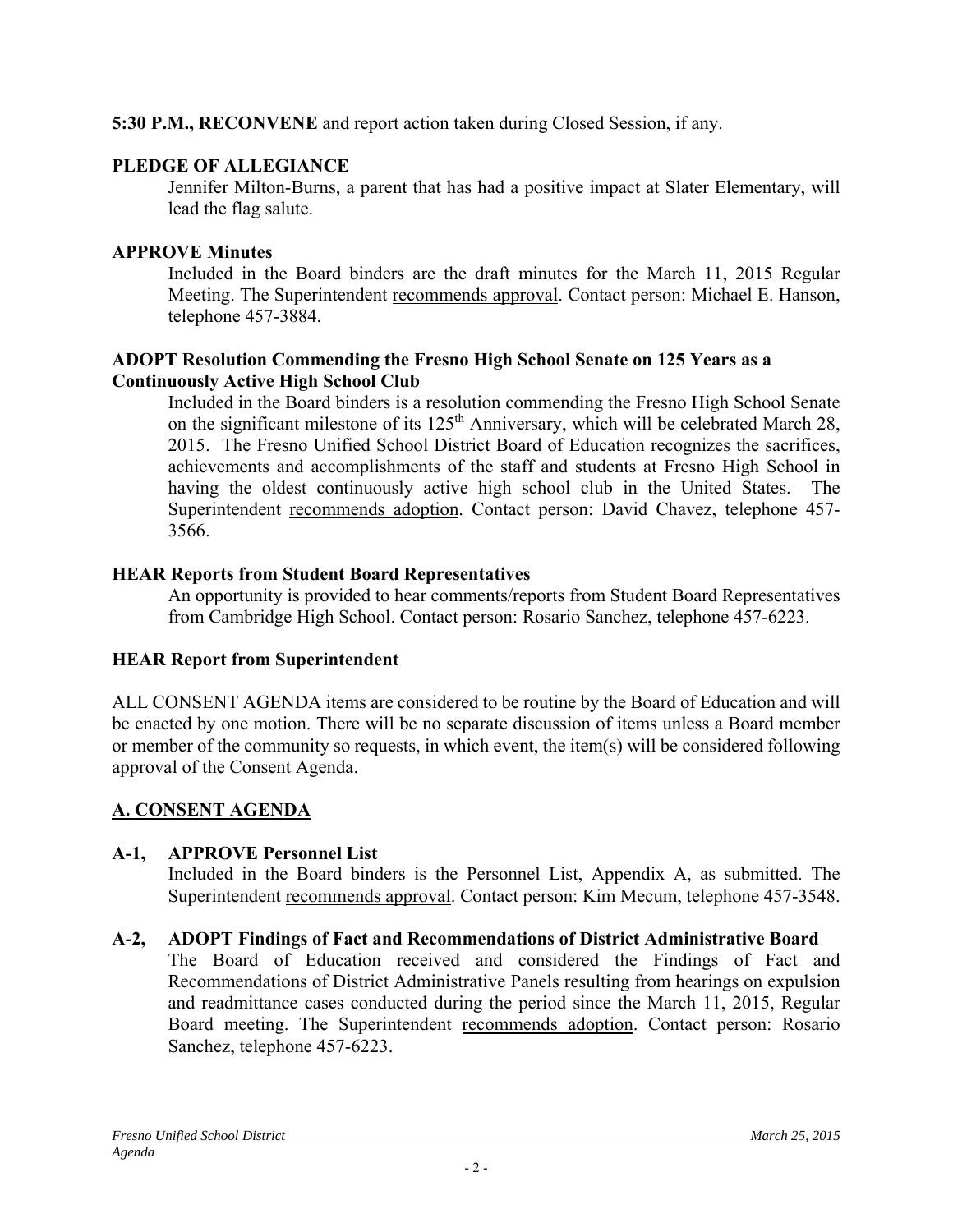**5:30 P.M., RECONVENE** and report action taken during Closed Session, if any.

**PLEDGE OF ALLEGIANCE**

Jennifer Milton-Burns, a parent that has had a positive impact at Slater Elementary, will lead the flag salute.

**APPROVE Minutes**

Included in the Board binders are the draft minutes for the March 11, 2015 Regular Meeting. The Superintendent recommends approval. Contact person: Michael E. Hanson, telephone 457-3884.

**ADOPT Resolution Commending the Fresno High School Senate on 125 Years as a Continuously Active High School Club**

Included in the Board binders is a resolution commending the Fresno High School Senate on the significant milestone of its 125th Anniversary, which will be celebrated March 28, 2015. The Fresno Unified School District Board of Education recognizes the sacrifices, achievements and accomplishments of the staff and students at Fresno High School in having the oldest continuously active high school club in the United States. The Superintendent recommends adoption. Contact person: David Chavez, telephone 457-3566.

**HEAR Reports from Student Board Representatives**

An opportunity is provided to hear comments/reports from Student Board Representatives from Cambridge High School. Contact person: Rosario Sanchez, telephone 457-6223.

**HEAR Report from Superintendent**

ALL CONSENT AGENDA items are considered to be routine by the Board of Education and will be enacted by one motion. There will be no separate discussion of items unless a Board member or member of the community so requests, in which event, the item(s) will be considered following approval of the Consent Agenda.

## A. CONSENT AGENDA

**A-1, APPROVE Personnel List**

Included in the Board binders is the Personnel List, Appendix A, as submitted. The Superintendent recommends approval. Contact person: Kim Mecum, telephone 457-3548.

**A-2, ADOPT Findings of Fact and Recommendations of District Administrative Board**

The Board of Education received and considered the Findings of Fact and Recommendations of District Administrative Panels resulting from hearings on expulsion and readmittance cases conducted during the period since the March 11, 2015, Regular Board meeting. The Superintendent recommends adoption. Contact person: Rosario Sanchez, telephone 457-6223.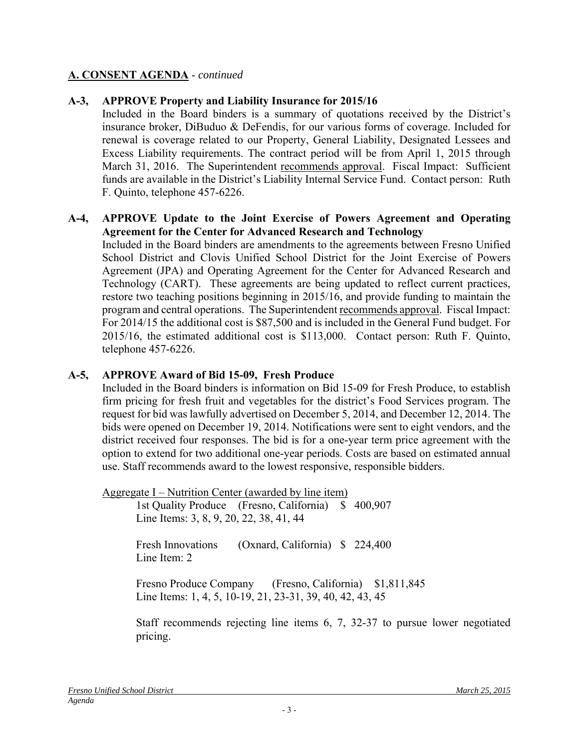## **A. CONSENT AGENDA** - *continued*

**A-3, APPROVE Property and Liability Insurance for 2015/16**

Included in the Board binders is a summary of quotations received by the District's insurance broker, DiBuduo & DeFendis, for our various forms of coverage. Included for renewal is coverage related to our Property, General Liability, Designated Lessees and Excess Liability requirements. The contract period will be from April 1, 2015 through March 31, 2016. The Superintendent recommends approval. Fiscal Impact: Sufficient funds are available in the District's Liability Internal Service Fund. Contact person: Ruth F. Quinto, telephone 457-6226.

**A-4, APPROVE Update to the Joint Exercise of Powers Agreement and Operating Agreement for the Center for Advanced Research and Technology**

Included in the Board binders are amendments to the agreements between Fresno Unified School District and Clovis Unified School District for the Joint Exercise of Powers Agreement (JPA) and Operating Agreement for the Center for Advanced Research and Technology (CART). These agreements are being updated to reflect current practices, restore two teaching positions beginning in 2015/16, and provide funding to maintain the program and central operations. The Superintendent recommends approval. Fiscal Impact: For 2014/15 the additional cost is $87,500 and is included in the General Fund budget. For 2015/16, the estimated additional cost is $113,000. Contact person: Ruth F. Quinto, telephone 457-6226.

**A-5, APPROVE Award of Bid 15-09, Fresh Produce**

Included in the Board binders is information on Bid 15-09 for Fresh Produce, to establish firm pricing for fresh fruit and vegetables for the district's Food Services program. The request for bid was lawfully advertised on December 5, 2014, and December 12, 2014. The bids were opened on December 19, 2014. Notifications were sent to eight vendors, and the district received four responses. The bid is for a one-year term price agreement with the option to extend for two additional one-year periods. Costs are based on estimated annual use. Staff recommends award to the lowest responsive, responsible bidders.

Aggregate I – Nutrition Center (awarded by line item)

1st Quality Produce (Fresno, California) $ 400,907
Line Items: 3, 8, 9, 20, 22, 38, 41, 44

Fresh Innovations (Oxnard, California) $ 224,400
Line Item: 2

Fresno Produce Company (Fresno, California) $1,811,845
Line Items: 1, 4, 5, 10-19, 21, 23-31, 39, 40, 42, 43, 45

Staff recommends rejecting line items 6, 7, 32-37 to pursue lower negotiated pricing.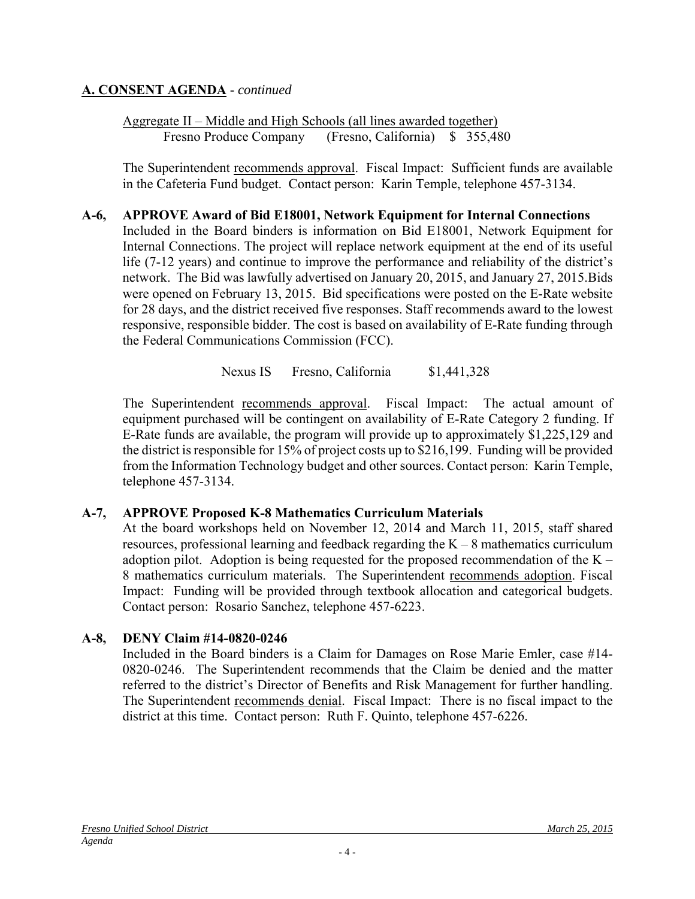## A. CONSENT AGENDA - *continued*

Aggregate II – Middle and High Schools (all lines awarded together)
Fresno Produce Company (Fresno, California) $ 355,480

The Superintendent recommends approval. Fiscal Impact: Sufficient funds are available in the Cafeteria Fund budget. Contact person: Karin Temple, telephone 457-3134.

**A-6, APPROVE Award of Bid E18001, Network Equipment for Internal Connections**
Included in the Board binders is information on Bid E18001, Network Equipment for Internal Connections. The project will replace network equipment at the end of its useful life (7-12 years) and continue to improve the performance and reliability of the district's network. The Bid was lawfully advertised on January 20, 2015, and January 27, 2015.Bids were opened on February 13, 2015. Bid specifications were posted on the E-Rate website for 28 days, and the district received five responses. Staff recommends award to the lowest responsive, responsible bidder. The cost is based on availability of E-Rate funding through the Federal Communications Commission (FCC).

Nexus IS Fresno, California $1,441,328

The Superintendent recommends approval. Fiscal Impact: The actual amount of equipment purchased will be contingent on availability of E-Rate Category 2 funding. If E-Rate funds are available, the program will provide up to approximately $1,225,129 and the district is responsible for 15% of project costs up to $216,199. Funding will be provided from the Information Technology budget and other sources. Contact person: Karin Temple, telephone 457-3134.

**A-7, APPROVE Proposed K-8 Mathematics Curriculum Materials**
At the board workshops held on November 12, 2014 and March 11, 2015, staff shared resources, professional learning and feedback regarding the K – 8 mathematics curriculum adoption pilot. Adoption is being requested for the proposed recommendation of the K – 8 mathematics curriculum materials. The Superintendent recommends adoption. Fiscal Impact: Funding will be provided through textbook allocation and categorical budgets. Contact person: Rosario Sanchez, telephone 457-6223.

**A-8, DENY Claim #14-0820-0246**
Included in the Board binders is a Claim for Damages on Rose Marie Emler, case #14-0820-0246. The Superintendent recommends that the Claim be denied and the matter referred to the district's Director of Benefits and Risk Management for further handling. The Superintendent recommends denial. Fiscal Impact: There is no fiscal impact to the district at this time. Contact person: Ruth F. Quinto, telephone 457-6226.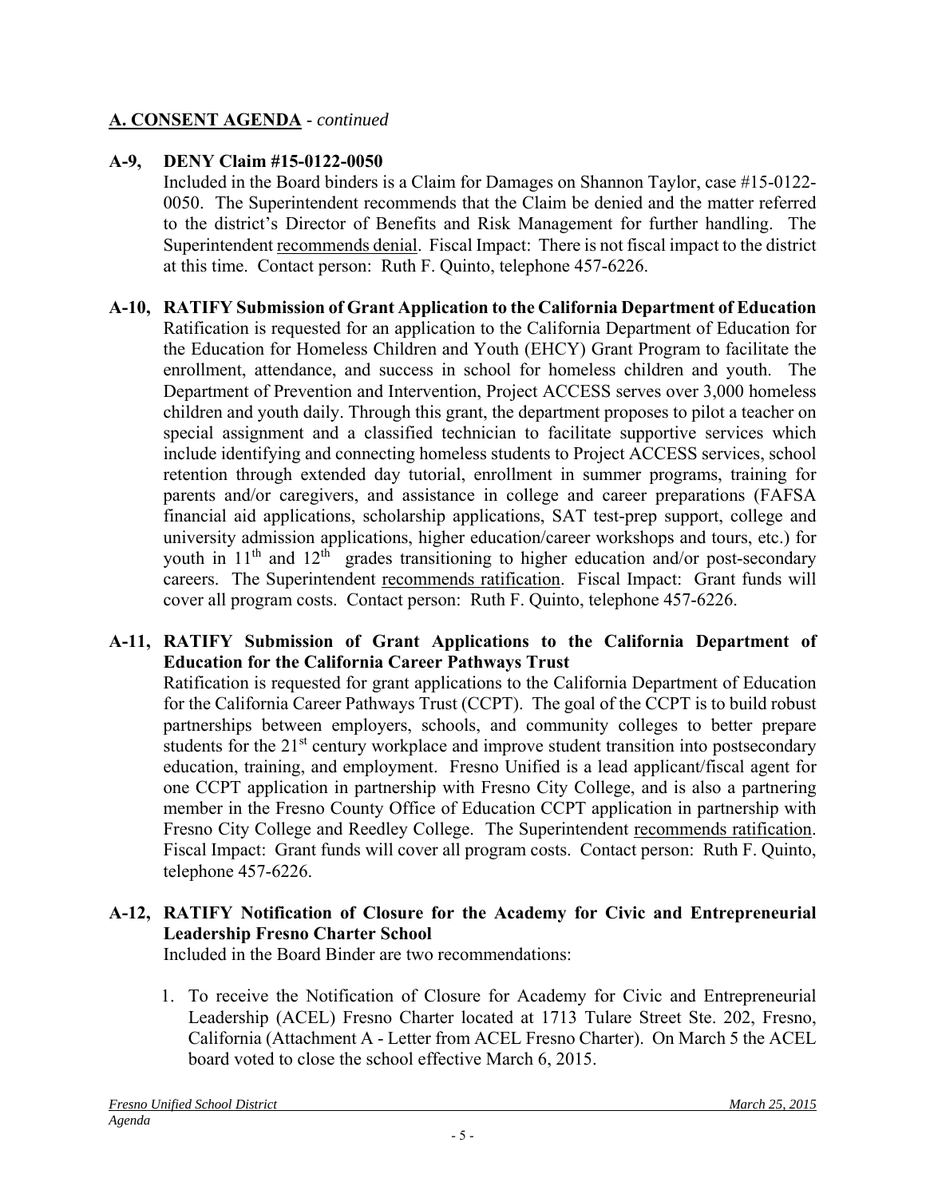## A. CONSENT AGENDA - *continued*

**A-9, DENY Claim #15-0122-0050**

Included in the Board binders is a Claim for Damages on Shannon Taylor, case #15-0122-0050. The Superintendent recommends that the Claim be denied and the matter referred to the district's Director of Benefits and Risk Management for further handling. The Superintendent recommends denial. Fiscal Impact: There is not fiscal impact to the district at this time. Contact person: Ruth F. Quinto, telephone 457-6226.

**A-10, RATIFY Submission of Grant Application to the California Department of Education**

Ratification is requested for an application to the California Department of Education for the Education for Homeless Children and Youth (EHCY) Grant Program to facilitate the enrollment, attendance, and success in school for homeless children and youth. The Department of Prevention and Intervention, Project ACCESS serves over 3,000 homeless children and youth daily. Through this grant, the department proposes to pilot a teacher on special assignment and a classified technician to facilitate supportive services which include identifying and connecting homeless students to Project ACCESS services, school retention through extended day tutorial, enrollment in summer programs, training for parents and/or caregivers, and assistance in college and career preparations (FAFSA financial aid applications, scholarship applications, SAT test-prep support, college and university admission applications, higher education/career workshops and tours, etc.) for youth in 11th and 12th grades transitioning to higher education and/or post-secondary careers. The Superintendent recommends ratification. Fiscal Impact: Grant funds will cover all program costs. Contact person: Ruth F. Quinto, telephone 457-6226.

**A-11, RATIFY Submission of Grant Applications to the California Department of Education for the California Career Pathways Trust**

Ratification is requested for grant applications to the California Department of Education for the California Career Pathways Trust (CCPT). The goal of the CCPT is to build robust partnerships between employers, schools, and community colleges to better prepare students for the 21st century workplace and improve student transition into postsecondary education, training, and employment. Fresno Unified is a lead applicant/fiscal agent for one CCPT application in partnership with Fresno City College, and is also a partnering member in the Fresno County Office of Education CCPT application in partnership with Fresno City College and Reedley College. The Superintendent recommends ratification. Fiscal Impact: Grant funds will cover all program costs. Contact person: Ruth F. Quinto, telephone 457-6226.

**A-12, RATIFY Notification of Closure for the Academy for Civic and Entrepreneurial Leadership Fresno Charter School**

Included in the Board Binder are two recommendations:

1. To receive the Notification of Closure for Academy for Civic and Entrepreneurial Leadership (ACEL) Fresno Charter located at 1713 Tulare Street Ste. 202, Fresno, California (Attachment A - Letter from ACEL Fresno Charter). On March 5 the ACEL board voted to close the school effective March 6, 2015.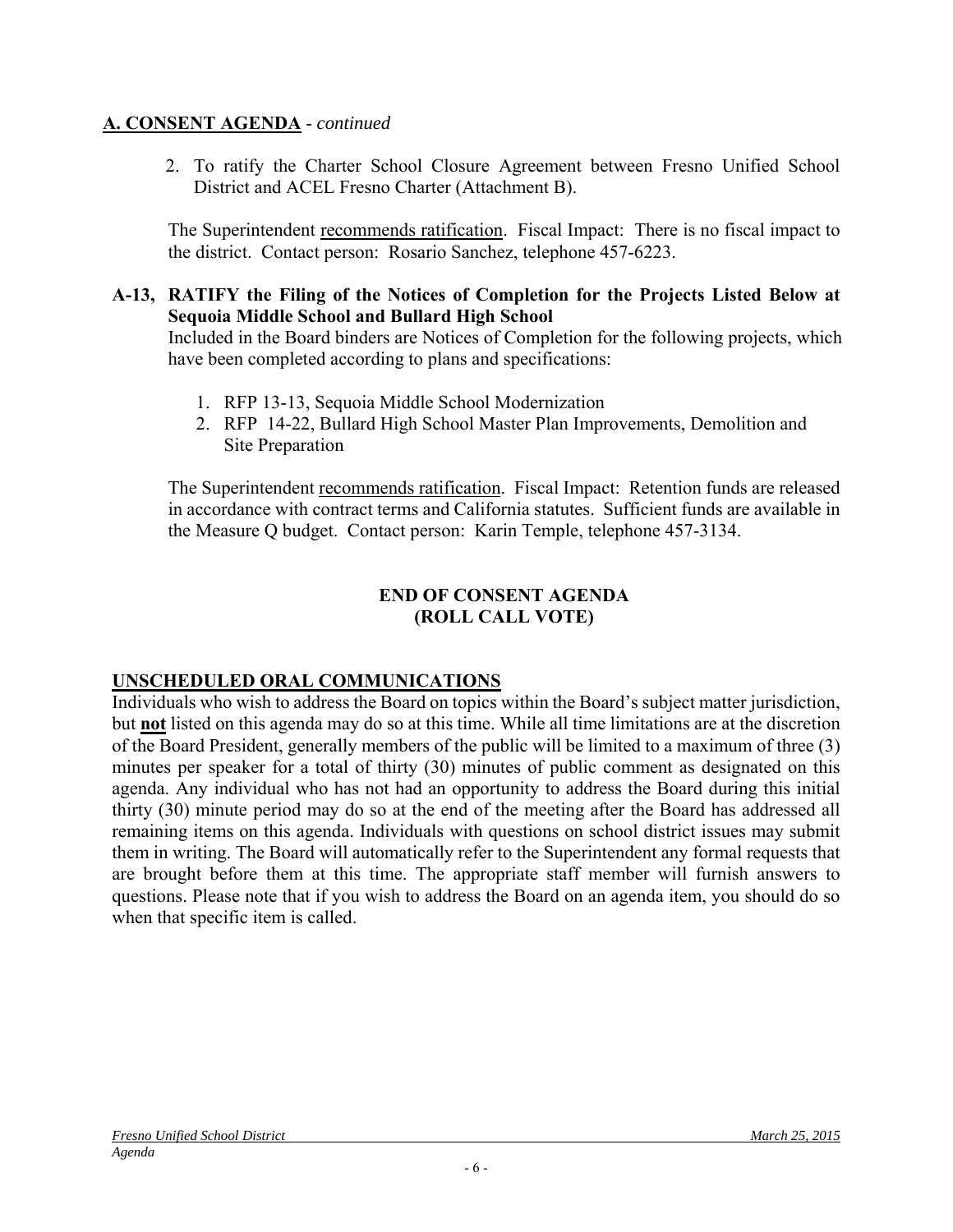## **A. CONSENT AGENDA** - *continued*

2. To ratify the Charter School Closure Agreement between Fresno Unified School District and ACEL Fresno Charter (Attachment B).

The Superintendent recommends ratification. Fiscal Impact: There is no fiscal impact to the district. Contact person: Rosario Sanchez, telephone 457-6223.

**A-13, RATIFY the Filing of the Notices of Completion for the Projects Listed Below at Sequoia Middle School and Bullard High School**

Included in the Board binders are Notices of Completion for the following projects, which have been completed according to plans and specifications:

1. RFP 13-13, Sequoia Middle School Modernization
2. RFP 14-22, Bullard High School Master Plan Improvements, Demolition and Site Preparation

The Superintendent recommends ratification. Fiscal Impact: Retention funds are released in accordance with contract terms and California statutes. Sufficient funds are available in the Measure Q budget. Contact person: Karin Temple, telephone 457-3134.

**END OF CONSENT AGENDA**
**(ROLL CALL VOTE)**

## **UNSCHEDULED ORAL COMMUNICATIONS**

Individuals who wish to address the Board on topics within the Board's subject matter jurisdiction, but **not** listed on this agenda may do so at this time. While all time limitations are at the discretion of the Board President, generally members of the public will be limited to a maximum of three (3) minutes per speaker for a total of thirty (30) minutes of public comment as designated on this agenda. Any individual who has not had an opportunity to address the Board during this initial thirty (30) minute period may do so at the end of the meeting after the Board has addressed all remaining items on this agenda. Individuals with questions on school district issues may submit them in writing. The Board will automatically refer to the Superintendent any formal requests that are brought before them at this time. The appropriate staff member will furnish answers to questions. Please note that if you wish to address the Board on an agenda item, you should do so when that specific item is called.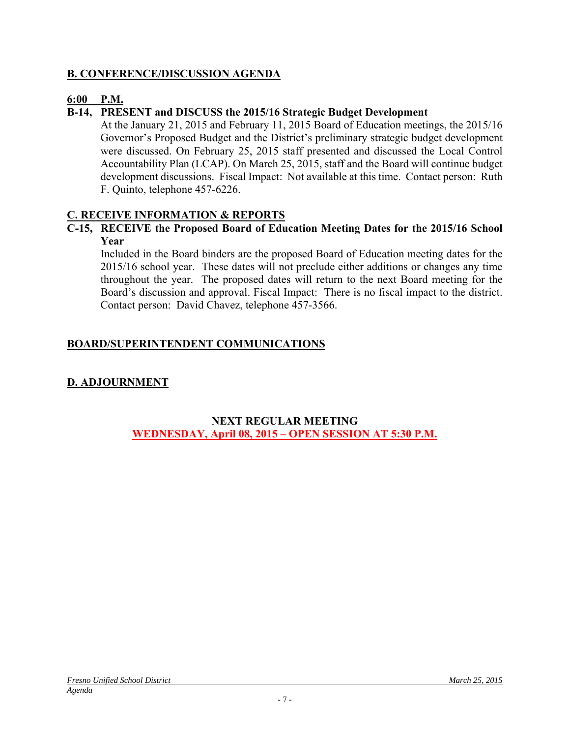## B. CONFERENCE/DISCUSSION AGENDA

**6:00 P.M.**

**B-14, PRESENT and DISCUSS the 2015/16 Strategic Budget Development**

At the January 21, 2015 and February 11, 2015 Board of Education meetings, the 2015/16 Governor's Proposed Budget and the District's preliminary strategic budget development were discussed. On February 25, 2015 staff presented and discussed the Local Control Accountability Plan (LCAP). On March 25, 2015, staff and the Board will continue budget development discussions. Fiscal Impact: Not available at this time. Contact person: Ruth F. Quinto, telephone 457-6226.

## C. RECEIVE INFORMATION & REPORTS

**C-15, RECEIVE the Proposed Board of Education Meeting Dates for the 2015/16 School Year**

Included in the Board binders are the proposed Board of Education meeting dates for the 2015/16 school year. These dates will not preclude either additions or changes any time throughout the year. The proposed dates will return to the next Board meeting for the Board's discussion and approval. Fiscal Impact: There is no fiscal impact to the district. Contact person: David Chavez, telephone 457-3566.

## BOARD/SUPERINTENDENT COMMUNICATIONS

## D. ADJOURNMENT

**NEXT REGULAR MEETING**

**WEDNESDAY, April 08, 2015 – OPEN SESSION AT 5:30 P.M.**